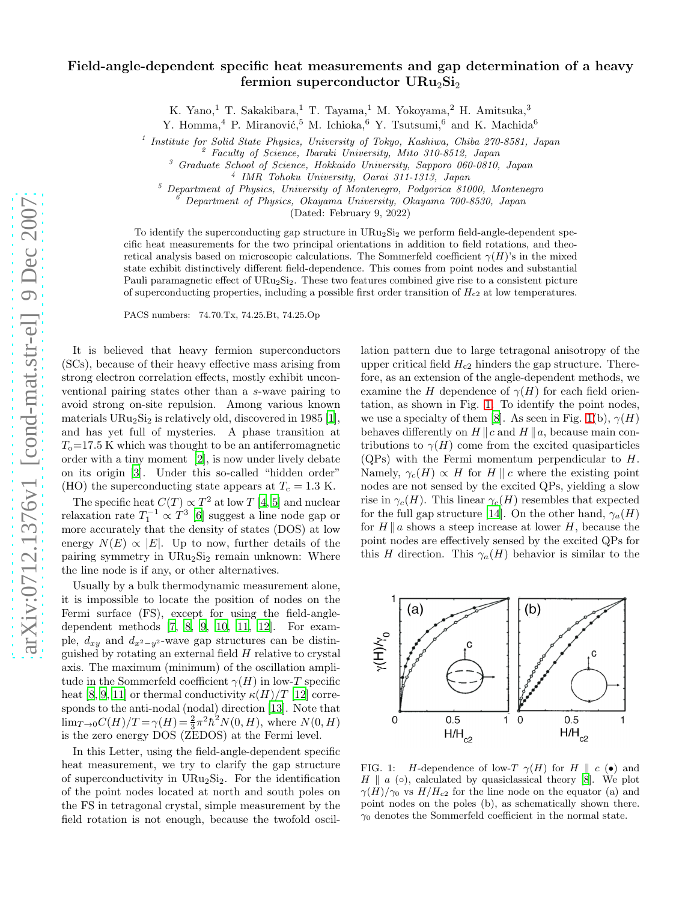# Field-angle-dependent specific heat measurements and gap determination of a heavy fermion superconductor $URu_2Si_2$

K. Yano,[1] T. Sakakibara,[1] T. Tayama,[1] M. Yokoyama,[2] H. Amitsuka,[3]
Y. Homma,[4] P. Miranović,[5] M. Ichioka,[6] Y. Tsutsumi,[6] and K. Machida[6]

[1] *Institute for Solid State Physics, University of Tokyo, Kashiwa, Chiba 270-8581, Japan*
[2] *Faculty of Science, Ibaraki University, Mito 310-8512, Japan*
[3] *Graduate School of Science, Hokkaido University, Sapporo 060-0810, Japan*
[4] *IMR Tohoku University, Oarai 311-1313, Japan*
[5] *Department of Physics, University of Montenegro, Podgorica 81000, Montenegro*
[6] *Department of Physics, Okayama University, Okayama 700-8530, Japan*

(Dated: February 9, 2022)

To identify the superconducting gap structure in $URu_2Si_2$ we perform field-angle-dependent specific heat measurements for the two principal orientations in addition to field rotations, and theoretical analysis based on microscopic calculations. The Sommerfeld coefficient $\gamma(H)$'s in the mixed state exhibit distinctively different field-dependence. This comes from point nodes and substantial Pauli paramagnetic effect of $URu_2Si_2$. These two features combined give rise to a consistent picture of superconducting properties, including a possible first order transition of $H_{c2}$ at low temperatures.

PACS numbers: 74.70.Tx, 74.25.Bt, 74.25.Op

It is believed that heavy fermion superconductors (SCs), because of their heavy effective mass arising from strong electron correlation effects, mostly exhibit unconventional pairing states other than a $s$-wave pairing to avoid strong on-site repulsion. Among various known materials $URu_2Si_2$ is relatively old, discovered in 1985 [1], and has yet full of mysteries. A phase transition at $T_o$=17.5 K which was thought to be an antiferromagnetic order with a tiny moment [2], is now under lively debate on its origin [3]. Under this so-called "hidden order" (HO) the superconducting state appears at $T_c$ = 1.3 K.

The specific heat $C(T) \propto T^2$ at low $T$ [4, 5] and nuclear relaxation rate $T_1^{-1} \propto T^3$ [6] suggest a line node gap or more accurately that the density of states (DOS) at low energy $N(E) \propto |E|$. Up to now, further details of the pairing symmetry in $URu_2Si_2$ remain unknown: Where the line node is if any, or other alternatives.

Usually by a bulk thermodynamic measurement alone, it is impossible to locate the position of nodes on the Fermi surface (FS), except for using the field-angle-dependent methods [7, 8, 9, 10, 11, 12]. For example, $d_{xy}$ and $d_{x^2-y^2}$-wave gap structures can be distinguished by rotating an external field $H$ relative to crystal axis. The maximum (minimum) of the oscillation amplitude in the Sommerfeld coefficient $\gamma(H)$ in low-$T$ specific heat [8, 9, 11] or thermal conductivity $\kappa(H)/T$ [12] corresponds to the anti-nodal (nodal) direction [13]. Note that $\lim_{T\to 0} C(H)/T = \gamma(H) = \frac{2}{3}\pi^2\hbar^2 N(0,H)$, where $N(0,H)$ is the zero energy DOS (ZEDOS) at the Fermi level.

In this Letter, using the field-angle-dependent specific heat measurement, we try to clarify the gap structure of superconductivity in $URu_2Si_2$. For the identification of the point nodes located at north and south poles on the FS in tetragonal crystal, simple measurement by the field rotation is not enough, because the twofold oscillation pattern due to large tetragonal anisotropy of the upper critical field $H_{c2}$ hinders the gap structure. Therefore, as an extension of the angle-dependent methods, we examine the $H$ dependence of $\gamma(H)$ for each field orientation, as shown in Fig. 1. To identify the point nodes, we use a specialty of them [8]. As seen in Fig. 1(b), $\gamma(H)$ behaves differently on $H \parallel c$ and $H \parallel a$, because main contributions to $\gamma(H)$ come from the excited quasiparticles (QPs) with the Fermi momentum perpendicular to $H$. Namely, $\gamma_c(H) \propto H$ for $H \parallel c$ where the existing point nodes are not sensed by the excited QPs, yielding a slow rise in $\gamma_c(H)$. This linear $\gamma_c(H)$ resembles that expected for the full gap structure [14]. On the other hand, $\gamma_a(H)$ for $H \parallel a$ shows a steep increase at lower $H$, because the point nodes are effectively sensed by the excited QPs for this $H$ direction. This $\gamma_a(H)$ behavior is similar to the

FIG. 1: $H$-dependence of low-$T$ $\gamma(H)$ for $H \parallel c$ (•) and $H \parallel a$ (○), calculated by quasiclassical theory [8]. We plot $\gamma(H)/\gamma_0$ vs $H/H_{c2}$ for the line node on the equator (a) and point nodes on the poles (b), as schematically shown there. $\gamma_0$ denotes the Sommerfeld coefficient in the normal state.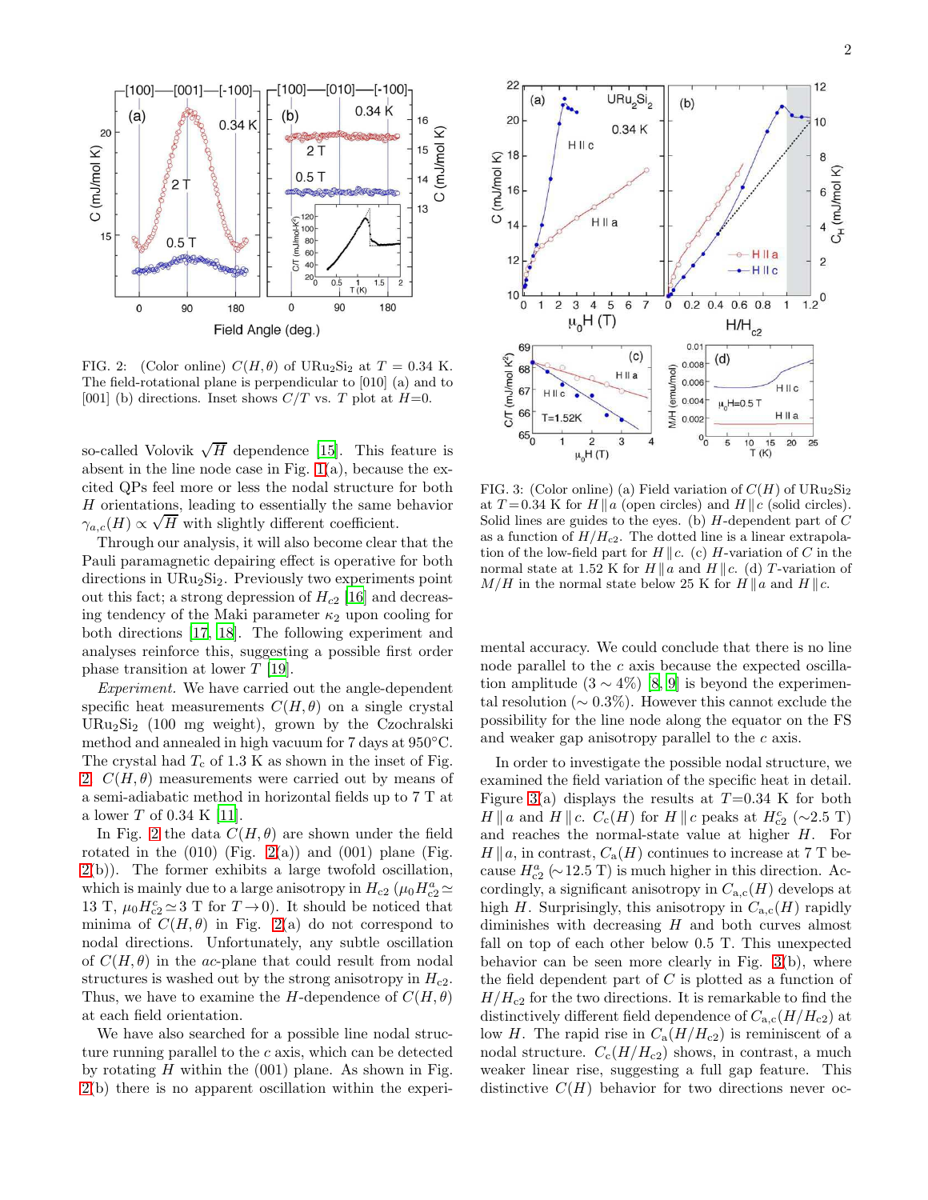FIG. 2: (Color online) $C(H,\theta)$ of $URu_2Si_2$ at $T = 0.34$ K. The field-rotational plane is perpendicular to [010] (a) and to [001] (b) directions. Inset shows $C/T$ vs. $T$ plot at $H$=0.

so-called Volovik $\sqrt{H}$ dependence [15]. This feature is absent in the line node case in Fig. 1(a), because the excited QPs feel more or less the nodal structure for both $H$ orientations, leading to essentially the same behavior $\gamma_{a,c}(H) \propto \sqrt{H}$ with slightly different coefficient.

Through our analysis, it will also become clear that the Pauli paramagnetic depairing effect is operative for both directions in $URu_2Si_2$. Previously two experiments point out this fact; a strong depression of $H_{c2}$ [16] and decreasing tendency of the Maki parameter $\kappa_2$ upon cooling for both directions [17, 18]. The following experiment and analyses reinforce this, suggesting a possible first order phase transition at lower $T$ [19].

*Experiment.* We have carried out the angle-dependent specific heat measurements $C(H,\theta)$ on a single crystal $URu_2Si_2$ (100 mg weight), grown by the Czochralski method and annealed in high vacuum for 7 days at 950°C. The crystal had $T_c$ of 1.3 K as shown in the inset of Fig. 2. $C(H,\theta)$ measurements were carried out by means of a semi-adiabatic method in horizontal fields up to 7 T at a lower $T$ of 0.34 K [11].

In Fig. 2 the data $C(H,\theta)$ are shown under the field rotated in the (010) (Fig. 2(a)) and (001) plane (Fig. 2(b)). The former exhibits a large twofold oscillation, which is mainly due to a large anisotropy in $H_{c2}$ ($\mu_0 H^a_{c2} \simeq$ 13 T, $\mu_0 H^c_{c2} \simeq 3$ T for $T \to 0$). It should be noticed that minima of $C(H,\theta)$ in Fig. 2(a) do not correspond to nodal directions. Unfortunately, any subtle oscillation of $C(H,\theta)$ in the *ac*-plane that could result from nodal structures is washed out by the strong anisotropy in $H_{c2}$. Thus, we have to examine the $H$-dependence of $C(H,\theta)$ at each field orientation.

We have also searched for a possible line nodal structure running parallel to the $c$ axis, which can be detected by rotating $H$ within the (001) plane. As shown in Fig. 2(b) there is no apparent oscillation within the experimental accuracy. We could conclude that there is no line node parallel to the $c$ axis because the expected oscillation amplitude ($3 \sim 4\%$) [8, 9] is beyond the experimental resolution ($\sim 0.3\%$). However this cannot exclude the possibility for the line node along the equator on the FS and weaker gap anisotropy parallel to the $c$ axis.

FIG. 3: (Color online) (a) Field variation of $C(H)$ of $URu_2Si_2$ at $T$=0.34 K for $H \parallel a$ (open circles) and $H \parallel c$ (solid circles). Solid lines are guides to the eyes. (b) $H$-dependent part of $C$ as a function of $H/H_{c2}$. The dotted line is a linear extrapolation of the low-field part for $H \parallel c$. (c) $H$-variation of $C$ in the normal state at 1.52 K for $H \parallel a$ and $H \parallel c$. (d) $T$-variation of $M/H$ in the normal state below 25 K for $H \parallel a$ and $H \parallel c$.

In order to investigate the possible nodal structure, we examined the field variation of the specific heat in detail. Figure 3(a) displays the results at $T$=0.34 K for both $H \parallel a$ and $H \parallel c$. $C_c(H)$ for $H \parallel c$ peaks at $H^c_{c2}$ ($\sim$2.5 T) and reaches the normal-state value at higher $H$. For $H \parallel a$, in contrast, $C_a(H)$ continues to increase at 7 T because $H^a_{c2}$ ($\sim$12.5 T) is much higher in this direction. Accordingly, a significant anisotropy in $C_{a,c}(H)$ develops at high $H$. Surprisingly, this anisotropy in $C_{a,c}(H)$ rapidly diminishes with decreasing $H$ and both curves almost fall on top of each other below 0.5 T. This unexpected behavior can be seen more clearly in Fig. 3(b), where the field dependent part of $C$ is plotted as a function of $H/H_{c2}$ for the two directions. It is remarkable to find the distinctively different field dependence of $C_{a,c}(H/H_{c2})$ at low $H$. The rapid rise in $C_a(H/H_{c2})$ is reminiscent of a nodal structure. $C_c(H/H_{c2})$ shows, in contrast, a much weaker linear rise, suggesting a full gap feature. This distinctive $C(H)$ behavior for two directions never oc-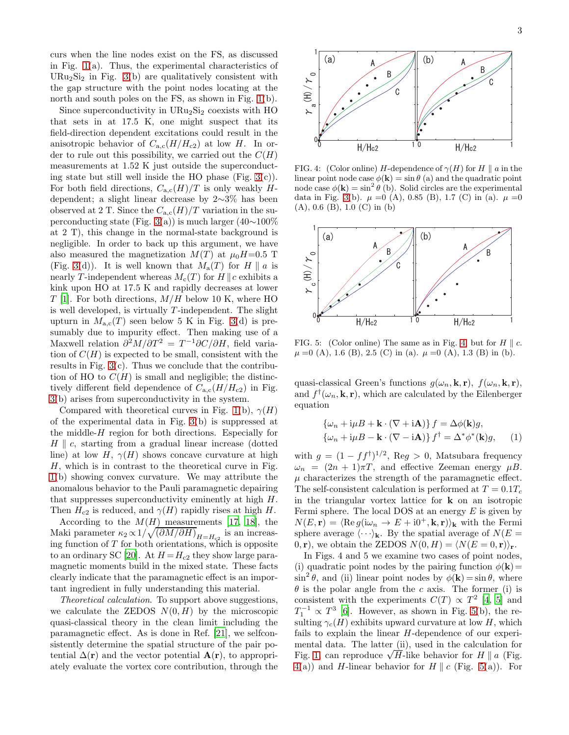curs when the line nodes exist on the FS, as discussed in Fig. 1(a). Thus, the experimental characteristics of $URu_2Si_2$ in Fig. 3(b) are qualitatively consistent with the gap structure with the point nodes locating at the north and south poles on the FS, as shown in Fig. 1(b).

Since superconductivity in $URu_2Si_2$ coexists with HO that sets in at 17.5 K, one might suspect that its field-direction dependent excitations could result in the anisotropic behavior of $C_{a,c}(H/H_{c2})$ at low $H$. In order to rule out this possibility, we carried out the $C(H)$ measurements at 1.52 K just outside the superconducting state but still well inside the HO phase (Fig. 3(c)). For both field directions, $C_{a,c}(H)/T$ is only weakly $H$-dependent; a slight linear decrease by 2∼3% has been observed at 2 T. Since the $C_{a,c}(H)/T$ variation in the superconducting state (Fig. 3(a)) is much larger (40∼100% at 2 T), this change in the normal-state background is negligible. In order to back up this argument, we have also measured the magnetization $M(T)$ at $\mu_0 H$=0.5 T (Fig. 3(d)). It is well known that $M_a(T)$ for $H \parallel a$ is nearly $T$-independent whereas $M_c(T)$ for $H \parallel c$ exhibits a kink upon HO at 17.5 K and rapidly decreases at lower $T$ [1]. For both directions, $M/H$ below 10 K, where HO is well developed, is virtually $T$-independent. The slight upturn in $M_{a,c}(T)$ seen below 5 K in Fig. 3(d) is presumably due to impurity effect. Then making use of a Maxwell relation $\partial^2 M/\partial T^2 = T^{-1}\partial C/\partial H$, field variation of $C(H)$ is expected to be small, consistent with the results in Fig. 3(c). Thus we conclude that the contribution of HO to $C(H)$ is small and negligible; the distinctively different field dependence of $C_{a,c}(H/H_{c2})$ in Fig. 3(b) arises from superconductivity in the system.

Compared with theoretical curves in Fig. 1(b), $\gamma(H)$ of the experimental data in Fig. 3(b) is suppressed at the middle-$H$ region for both directions. Especially for $H \parallel c$, starting from a gradual linear increase (dotted line) at low $H$, $\gamma(H)$ shows concave curvature at high $H$, which is in contrast to the theoretical curve in Fig. 1(b) showing convex curvature. We may attribute the anomalous behavior to the Pauli paramagnetic depairing that suppresses superconductivity eminently at high $H$. Then $H_{c2}$ is reduced, and $\gamma(H)$ rapidly rises at high $H$.

According to the $M(H)$ measurements [17, 18], the Maki parameter $\kappa_2 \propto 1/\sqrt{(\partial M/\partial H)}_{H=H_{c2}}$ is an increasing function of $T$ for both orientations, which is opposite to an ordinary SC [20]. At $H = H_{c2}$ they show large paramagnetic moments build in the mixed state. These facts clearly indicate that the paramagnetic effect is an important ingredient in fully understanding this material.

*Theoretical calculation.* To support above suggestions, we calculate the ZEDOS $N(0,H)$ by the microscopic quasi-classical theory in the clean limit including the paramagnetic effect. As is done in Ref. [21], we selfconsistently determine the spatial structure of the pair potential $\Delta(\mathbf{r})$ and the vector potential $\mathbf{A}(\mathbf{r})$, to appropriately evaluate the vortex core contribution, through the quasi-classical Green's functions $g(\omega_n,\mathbf{k},\mathbf{r})$, $f(\omega_n,\mathbf{k},\mathbf{r})$, and $f^\dagger(\omega_n,\mathbf{k},\mathbf{r})$, which are calculated by the Eilenberger equation

$$\{\omega_n + \mathrm{i}\mu B + \mathbf{k}\cdot(\nabla + \mathrm{i}\mathbf{A})\} f = \Delta\phi(\mathbf{k}) g,$$
$$\{\omega_n + \mathrm{i}\mu B - \mathbf{k}\cdot(\nabla - \mathrm{i}\mathbf{A})\} f^\dagger = \Delta^*\phi^*(\mathbf{k}) g, \qquad (1)$$

with $g = (1 - f f^\dagger)^{1/2}$, Re$g > 0$, Matsubara frequency $\omega_n = (2n+1)\pi T$, and effective Zeeman energy $\mu B$. $\mu$ characterizes the strength of the paramagnetic effect. The self-consistent calculation is performed at $T = 0.1T_c$ in the triangular vortex lattice for $\mathbf{k}$ on an isotropic Fermi sphere. The local DOS at an energy $E$ is given by $N(E,\mathbf{r}) = \langle \mathrm{Re}\, g(\mathrm{i}\omega_n \to E + \mathrm{i}0^+, \mathbf{k}, \mathbf{r})\rangle_{\mathbf{k}}$ with the Fermi sphere average $\langle\cdots\rangle_{\mathbf{k}}$. By the spatial average of $N(E = 0,\mathbf{r})$, we obtain the ZEDOS $N(0,H) = \langle N(E=0,\mathbf{r})\rangle_{\mathbf{r}}$.

FIG. 4: (Color online) $H$-dependence of $\gamma(H)$ for $H \parallel a$ in the linear point node case $\phi(\mathbf{k}) = \sin\theta$ (a) and the quadratic point node case $\phi(\mathbf{k}) = \sin^2\theta$ (b). Solid circles are the experimental data in Fig. 3(b). $\mu$ =0 (A), 0.85 (B), 1.7 (C) in (a). $\mu$ =0 (A), 0.6 (B), 1.0 (C) in (b)

FIG. 5: (Color online) The same as in Fig. 4 but for $H \parallel c$. $\mu$ =0 (A), 1.6 (B), 2.5 (C) in (a). $\mu$ =0 (A), 1.3 (B) in (b).

In Figs. 4 and 5 we examine two cases of point nodes, (i) quadratic point nodes by the pairing function $\phi(\mathbf{k}) = \sin^2\theta$, and (ii) linear point nodes by $\phi(\mathbf{k}) = \sin\theta$, where $\theta$ is the polar angle from the $c$ axis. The former (i) is consistent with the experiments $C(T) \propto T^2$ [4, 5] and $T_1^{-1} \propto T^3$ [6]. However, as shown in Fig. 5(b), the resulting $\gamma_c(H)$ exhibits upward curvature at low $H$, which fails to explain the linear $H$-dependence of our experimental data. The latter (ii), used in the calculation for Fig. 1, can reproduce $\sqrt{H}$-like behavior for $H \parallel a$ (Fig. 4(a)) and $H$-linear behavior for $H \parallel c$ (Fig. 5(a)). For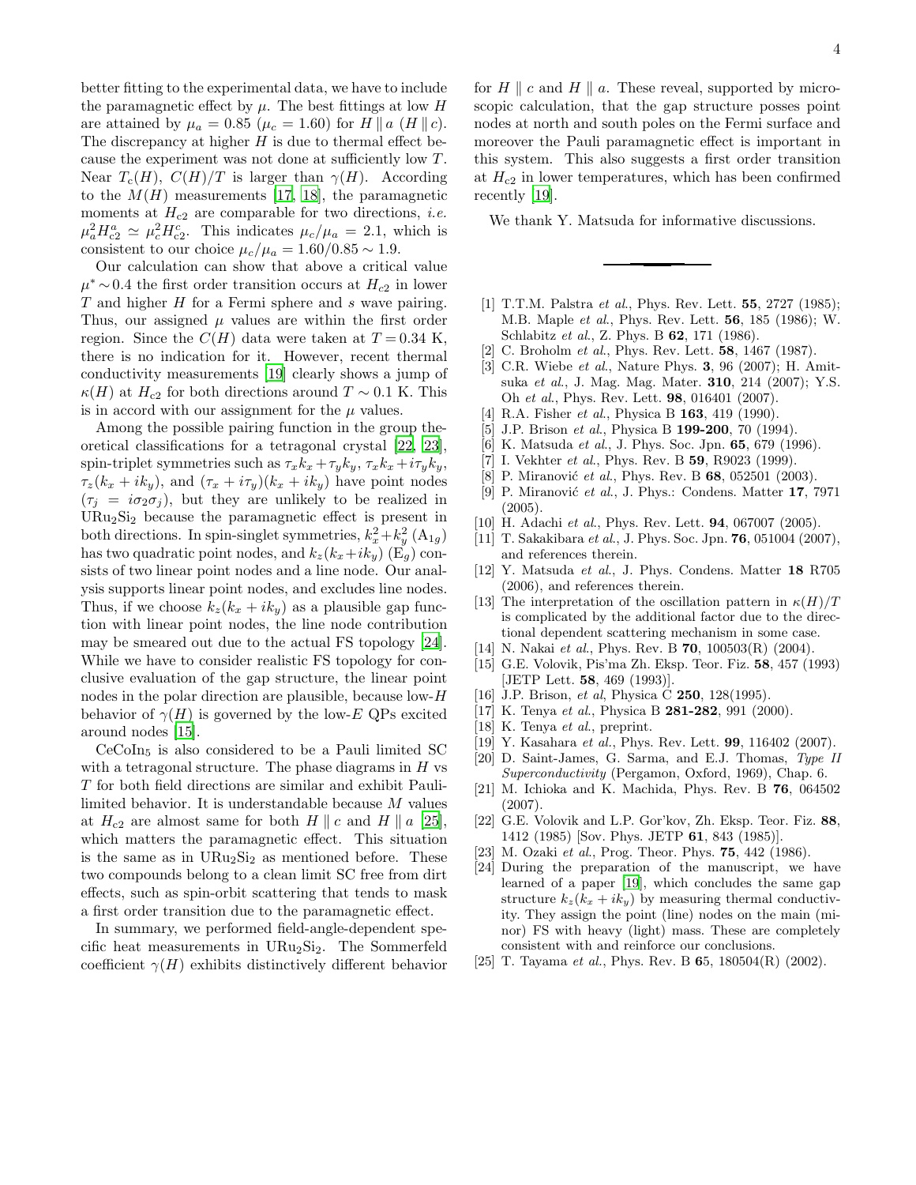better fitting to the experimental data, we have to include the paramagnetic effect by $\mu$. The best fittings at low $H$ are attained by $\mu_a = 0.85$ ($\mu_c = 1.60$) for $H \parallel a$ ($H \parallel c$). The discrepancy at higher $H$ is due to thermal effect because the experiment was not done at sufficiently low $T$. Near $T_c(H)$, $C(H)/T$ is larger than $\gamma(H)$. According to the $M(H)$ measurements [17, 18], the paramagnetic moments at $H_{c2}$ are comparable for two directions, *i.e.* $\mu_a^2 H_{c2}^a \simeq \mu_c^2 H_{c2}^c$. This indicates $\mu_c/\mu_a = 2.1$, which is consistent to our choice $\mu_c/\mu_a = 1.60/0.85 \sim 1.9$.

Our calculation can show that above a critical value $\mu^* \sim 0.4$ the first order transition occurs at $H_{c2}$ in lower $T$ and higher $H$ for a Fermi sphere and $s$ wave pairing. Thus, our assigned $\mu$ values are within the first order region. Since the $C(H)$ data were taken at $T = 0.34$ K, there is no indication for it. However, recent thermal conductivity measurements [19] clearly shows a jump of $\kappa(H)$ at $H_{c2}$ for both directions around $T \sim 0.1$ K. This is in accord with our assignment for the $\mu$ values.

Among the possible pairing function in the group theoretical classifications for a tetragonal crystal [22, 23], spin-triplet symmetries such as $\tau_x k_x + \tau_y k_y$, $\tau_x k_x + i\tau_y k_y$, $\tau_z(k_x + ik_y)$, and $(\tau_x + i\tau_y)(k_x + ik_y)$ have point nodes ($\tau_j = i\sigma_2\sigma_j$), but they are unlikely to be realized in $URu_2Si_2$ because the paramagnetic effect is present in both directions. In spin-singlet symmetries, $k_x^2 + k_y^2$ ($A_{1g}$) has two quadratic point nodes, and $k_z(k_x + ik_y)$ ($E_g$) consists of two linear point nodes and a line node. Our analysis supports linear point nodes, and excludes line nodes. Thus, if we choose $k_z(k_x + ik_y)$ as a plausible gap function with linear point nodes, the line node contribution may be smeared out due to the actual FS topology [24]. While we have to consider realistic FS topology for conclusive evaluation of the gap structure, the linear point nodes in the polar direction are plausible, because low-$H$ behavior of $\gamma(H)$ is governed by the low-$E$ QPs excited around nodes [15].

$CeCoIn_5$ is also considered to be a Pauli limited SC with a tetragonal structure. The phase diagrams in $H$ vs $T$ for both field directions are similar and exhibit Pauli-limited behavior. It is understandable because $M$ values at $H_{c2}$ are almost same for both $H \parallel c$ and $H \parallel a$ [25], which matters the paramagnetic effect. This situation is the same as in $URu_2Si_2$ as mentioned before. These two compounds belong to a clean limit SC free from dirt effects, such as spin-orbit scattering that tends to mask a first order transition due to the paramagnetic effect.

In summary, we performed field-angle-dependent specific heat measurements in $URu_2Si_2$. The Sommerfeld coefficient $\gamma(H)$ exhibits distinctively different behavior for $H \parallel c$ and $H \parallel a$. These reveal, supported by microscopic calculation, that the gap structure posses point nodes at north and south poles on the Fermi surface and moreover the Pauli paramagnetic effect is important in this system. This also suggests a first order transition at $H_{c2}$ in lower temperatures, which has been confirmed recently [19].

We thank Y. Matsuda for informative discussions.

---

[1] T.T.M. Palstra *et al.*, Phys. Rev. Lett. **55**, 2727 (1985); M.B. Maple *et al.*, Phys. Rev. Lett. **56**, 185 (1986); W. Schlabitz *et al.*, Z. Phys. B **62**, 171 (1986).
[2] C. Broholm *et al.*, Phys. Rev. Lett. **58**, 1467 (1987).
[3] C.R. Wiebe *et al.*, Nature Phys. **3**, 96 (2007); H. Amitsuka *et al.*, J. Mag. Mag. Mater. **310**, 214 (2007); Y.S. Oh *et al.*, Phys. Rev. Lett. **98**, 016401 (2007).
[4] R.A. Fisher *et al.*, Physica B **163**, 419 (1990).
[5] J.P. Brison *et al.*, Physica B **199-200**, 70 (1994).
[6] K. Matsuda *et al.*, J. Phys. Soc. Jpn. **65**, 679 (1996).
[7] I. Vekhter *et al.*, Phys. Rev. B **59**, R9023 (1999).
[8] P. Miranović *et al.*, Phys. Rev. B **68**, 052501 (2003).
[9] P. Miranović *et al.*, J. Phys.: Condens. Matter **17**, 7971 (2005).
[10] H. Adachi *et al.*, Phys. Rev. Lett. **94**, 067007 (2005).
[11] T. Sakakibara *et al.*, J. Phys. Soc. Jpn. **76**, 051004 (2007), and references therein.
[12] Y. Matsuda *et al.*, J. Phys. Condens. Matter **18** R705 (2006), and references therein.
[13] The interpretation of the oscillation pattern in $\kappa(H)/T$ is complicated by the additional factor due to the directional dependent scattering mechanism in some case.
[14] N. Nakai *et al.*, Phys. Rev. B **70**, 100503(R) (2004).
[15] G.E. Volovik, Pis'ma Zh. Eksp. Teor. Fiz. **58**, 457 (1993) [JETP Lett. **58**, 469 (1993)].
[16] J.P. Brison, *et al*, Physica C **250**, 128(1995).
[17] K. Tenya *et al.*, Physica B **281-282**, 991 (2000).
[18] K. Tenya *et al.*, preprint.
[19] Y. Kasahara *et al.*, Phys. Rev. Lett. **99**, 116402 (2007).
[20] D. Saint-James, G. Sarma, and E.J. Thomas, *Type II Superconductivity* (Pergamon, Oxford, 1969), Chap. 6.
[21] M. Ichioka and K. Machida, Phys. Rev. B **76**, 064502 (2007).
[22] G.E. Volovik and L.P. Gor'kov, Zh. Eksp. Teor. Fiz. **88**, 1412 (1985) [Sov. Phys. JETP **61**, 843 (1985)].
[23] M. Ozaki *et al.*, Prog. Theor. Phys. **75**, 442 (1986).
[24] During the preparation of the manuscript, we have learned of a paper [19], which concludes the same gap structure $k_z(k_x + ik_y)$ by measuring thermal conductivity. They assign the point (line) nodes on the main (minor) FS with heavy (light) mass. These are completely consistent with and reinforce our conclusions.
[25] T. Tayama *et al.*, Phys. Rev. B **65**, 180504(R) (2002).